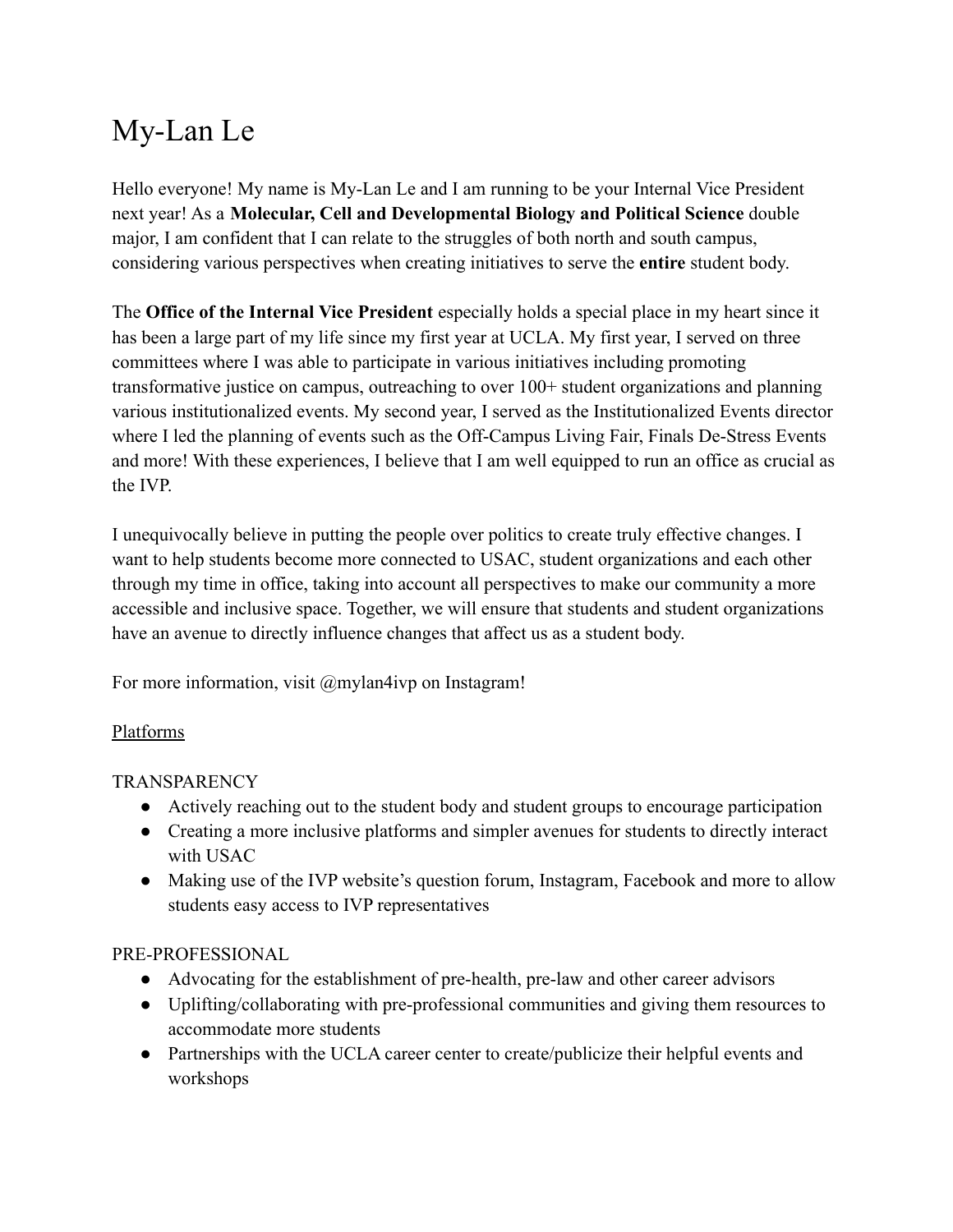# My-Lan Le

Hello everyone! My name is My-Lan Le and I am running to be your Internal Vice President next year! As a **Molecular, Cell and Developmental Biology and Political Science** double major, I am confident that I can relate to the struggles of both north and south campus, considering various perspectives when creating initiatives to serve the **entire** student body.

The **Office of the Internal Vice President** especially holds a special place in my heart since it has been a large part of my life since my first year at UCLA. My first year, I served on three committees where I was able to participate in various initiatives including promoting transformative justice on campus, outreaching to over 100+ student organizations and planning various institutionalized events. My second year, I served as the Institutionalized Events director where I led the planning of events such as the Off-Campus Living Fair, Finals De-Stress Events and more! With these experiences, I believe that I am well equipped to run an office as crucial as the IVP.

I unequivocally believe in putting the people over politics to create truly effective changes. I want to help students become more connected to USAC, student organizations and each other through my time in office, taking into account all perspectives to make our community a more accessible and inclusive space. Together, we will ensure that students and student organizations have an avenue to directly influence changes that affect us as a student body.

For more information, visit @mylan4ivp on Instagram!

<u>Platforms</u>

TRANSPARENCY

- Actively reaching out to the student body and student groups to encourage participation
- Creating a more inclusive platforms and simpler avenues for students to directly interact with USAC
- Making use of the IVP website's question forum, Instagram, Facebook and more to allow students easy access to IVP representatives

PRE-PROFESSIONAL

- Advocating for the establishment of pre-health, pre-law and other career advisors
- Uplifting/collaborating with pre-professional communities and giving them resources to accommodate more students
- Partnerships with the UCLA career center to create/publicize their helpful events and workshops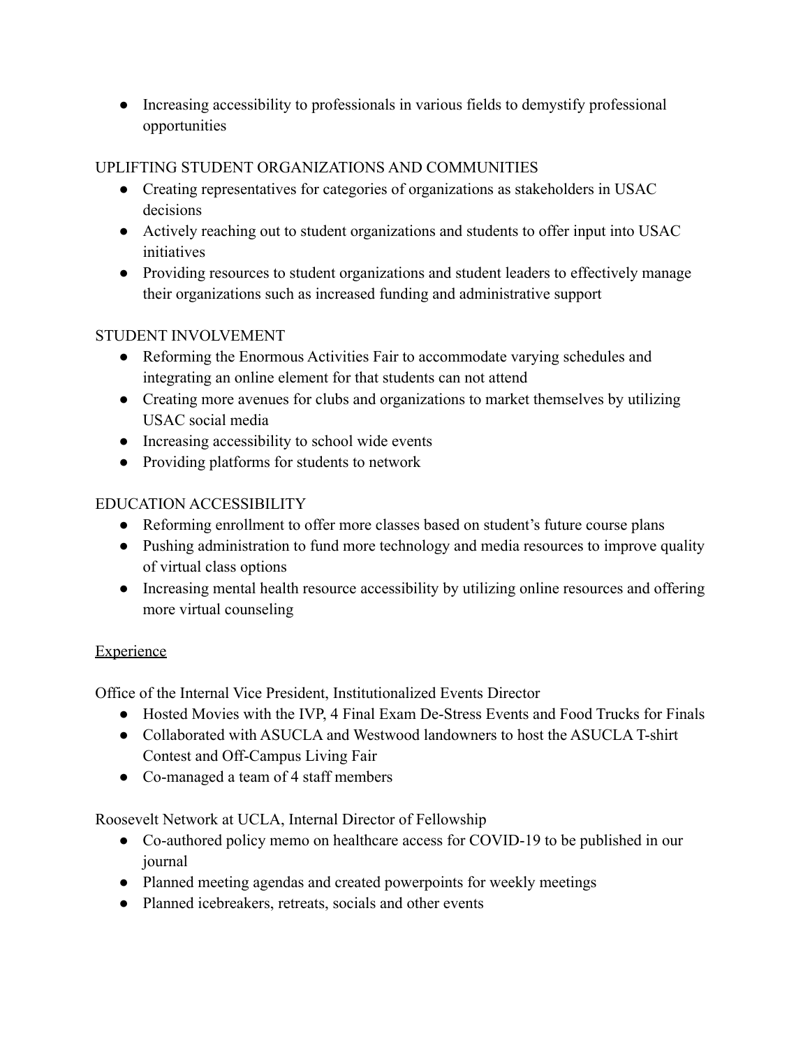- Increasing accessibility to professionals in various fields to demystify professional opportunities

UPLIFTING STUDENT ORGANIZATIONS AND COMMUNITIES

- Creating representatives for categories of organizations as stakeholders in USAC decisions
- Actively reaching out to student organizations and students to offer input into USAC initiatives
- Providing resources to student organizations and student leaders to effectively manage their organizations such as increased funding and administrative support

STUDENT INVOLVEMENT

- Reforming the Enormous Activities Fair to accommodate varying schedules and integrating an online element for that students can not attend
- Creating more avenues for clubs and organizations to market themselves by utilizing USAC social media
- Increasing accessibility to school wide events
- Providing platforms for students to network

EDUCATION ACCESSIBILITY

- Reforming enrollment to offer more classes based on student's future course plans
- Pushing administration to fund more technology and media resources to improve quality of virtual class options
- Increasing mental health resource accessibility by utilizing online resources and offering more virtual counseling

<u>Experience</u>

Office of the Internal Vice President, Institutionalized Events Director

- Hosted Movies with the IVP, 4 Final Exam De-Stress Events and Food Trucks for Finals
- Collaborated with ASUCLA and Westwood landowners to host the ASUCLA T-shirt Contest and Off-Campus Living Fair
- Co-managed a team of 4 staff members

Roosevelt Network at UCLA, Internal Director of Fellowship

- Co-authored policy memo on healthcare access for COVID-19 to be published in our journal
- Planned meeting agendas and created powerpoints for weekly meetings
- Planned icebreakers, retreats, socials and other events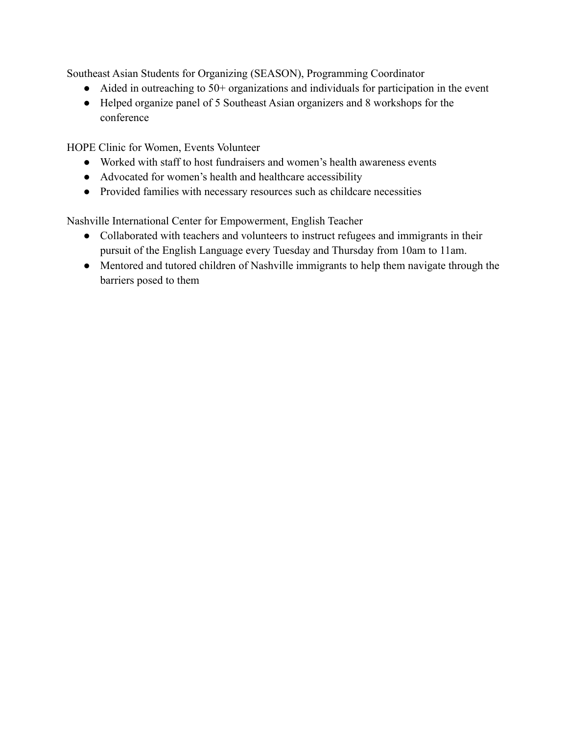Southeast Asian Students for Organizing (SEASON), Programming Coordinator

- Aided in outreaching to 50+ organizations and individuals for participation in the event
- Helped organize panel of 5 Southeast Asian organizers and 8 workshops for the conference

HOPE Clinic for Women, Events Volunteer

- Worked with staff to host fundraisers and women's health awareness events
- Advocated for women's health and healthcare accessibility
- Provided families with necessary resources such as childcare necessities

Nashville International Center for Empowerment, English Teacher

- Collaborated with teachers and volunteers to instruct refugees and immigrants in their pursuit of the English Language every Tuesday and Thursday from 10am to 11am.
- Mentored and tutored children of Nashville immigrants to help them navigate through the barriers posed to them